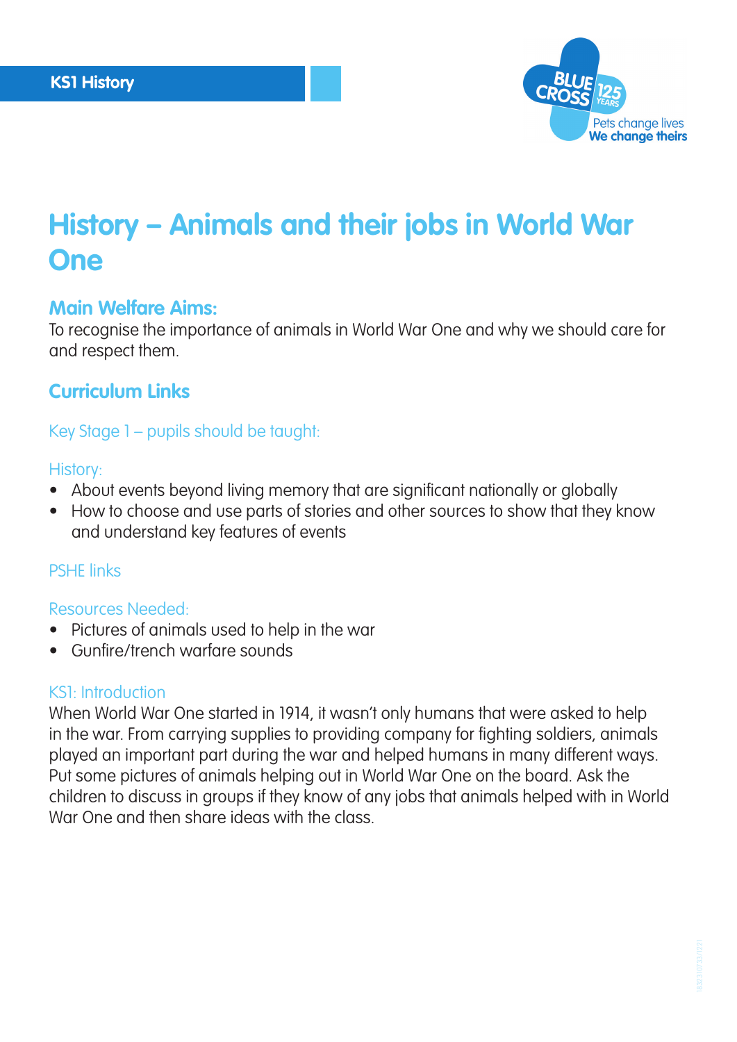KS1 History

# History – Animals and their jobs in World War One

## Main Welfare Aims:

To recognise the importance of animals in World War One and why we should care for and respect them.

## Curriculum Links

### Key Stage 1 – pupils should be taught:

#### History:

- About events beyond living memory that are significant nationally or globally
- How to choose and use parts of stories and other sources to show that they know and understand key features of events

#### PSHE links

#### Resources Needed:

- Pictures of animals used to help in the war
- Gunfire/trench warfare sounds

#### KS1: Introduction

When World War One started in 1914, it wasn't only humans that were asked to help in the war. From carrying supplies to providing company for fighting soldiers, animals played an important part during the war and helped humans in many different ways. Put some pictures of animals helping out in World War One on the board. Ask the children to discuss in groups if they know of any jobs that animals helped with in World War One and then share ideas with the class.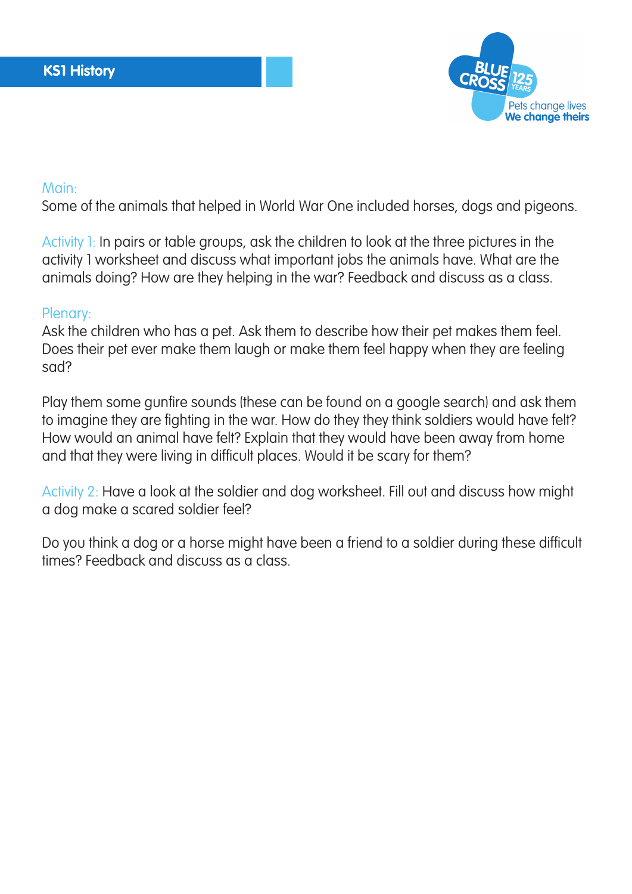**KS1 History**

Main:
Some of the animals that helped in World War One included horses, dogs and pigeons.

Activity 1: In pairs or table groups, ask the children to look at the three pictures in the activity 1 worksheet and discuss what important jobs the animals have. What are the animals doing? How are they helping in the war? Feedback and discuss as a class.

Plenary:
Ask the children who has a pet. Ask them to describe how their pet makes them feel. Does their pet ever make them laugh or make them feel happy when they are feeling sad?

Play them some gunfire sounds (these can be found on a google search) and ask them to imagine they are fighting in the war. How do they they think soldiers would have felt? How would an animal have felt? Explain that they would have been away from home and that they were living in difficult places. Would it be scary for them?

Activity 2: Have a look at the soldier and dog worksheet. Fill out and discuss how might a dog make a scared soldier feel?

Do you think a dog or a horse might have been a friend to a soldier during these difficult times? Feedback and discuss as a class.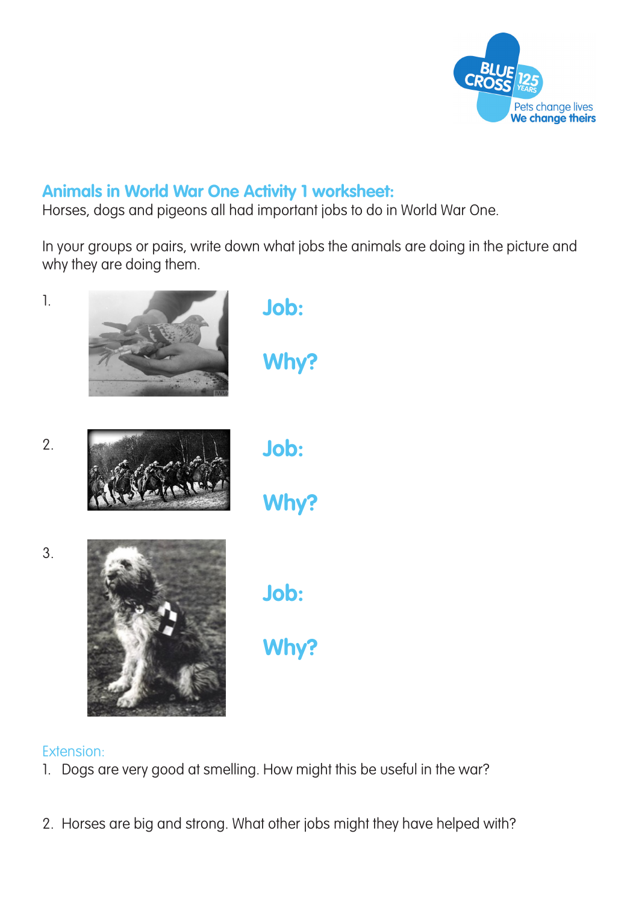## Animals in World War One Activity 1 worksheet:

Horses, dogs and pigeons all had important jobs to do in World War One.

In your groups or pairs, write down what jobs the animals are doing in the picture and why they are doing them.

1.

**Job:**

**Why?**

2.

**Job:**

**Why?**

3.

**Job:**

**Why?**

Extension:

1. Dogs are very good at smelling. How might this be useful in the war?

2. Horses are big and strong. What other jobs might they have helped with?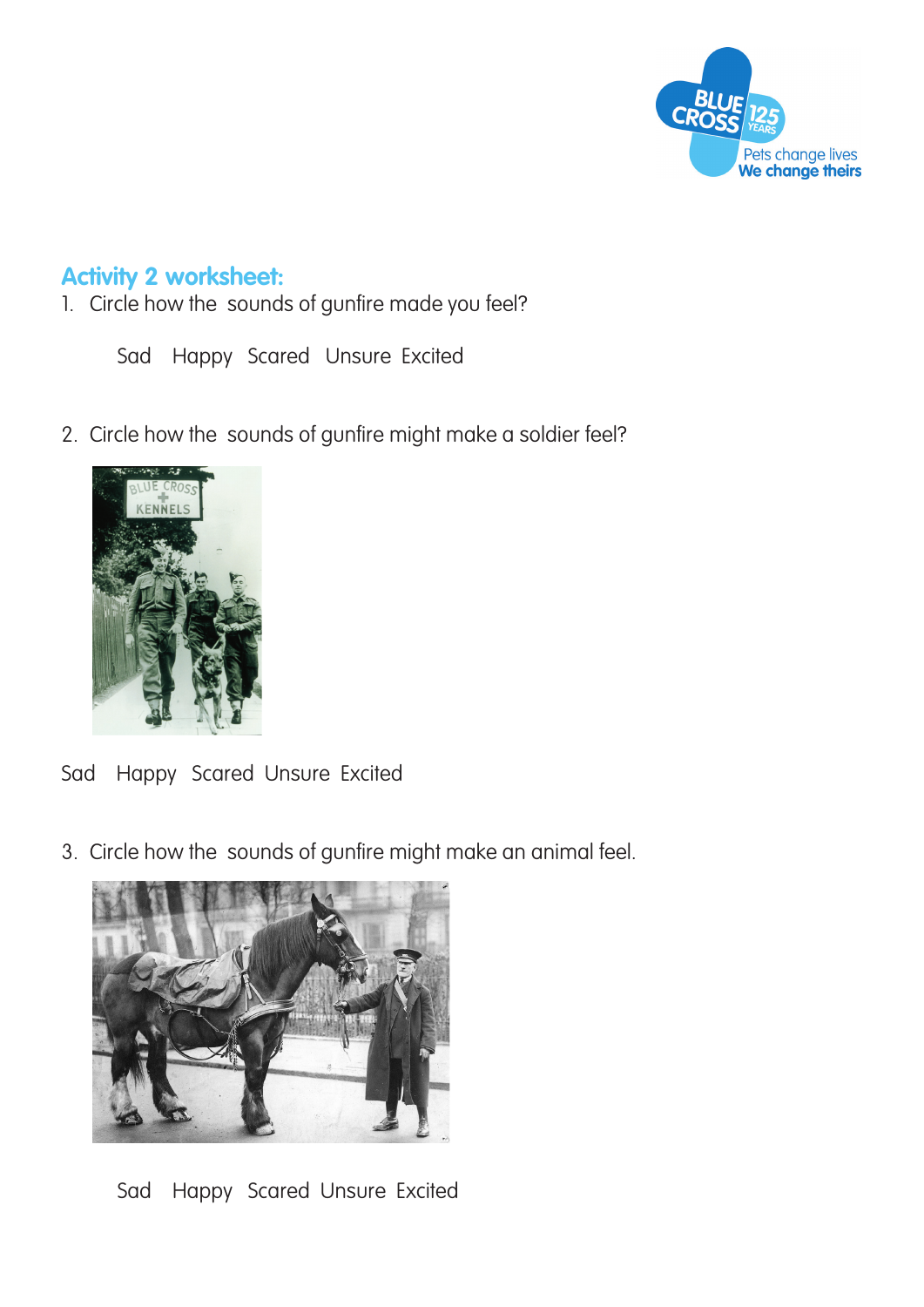## Activity 2 worksheet:

1. Circle how the sounds of gunfire made you feel?

   Sad   Happy   Scared   Unsure   Excited

2. Circle how the sounds of gunfire might make a soldier feel?

Sad   Happy   Scared   Unsure   Excited

3. Circle how the sounds of gunfire might make an animal feel.

   Sad   Happy   Scared   Unsure   Excited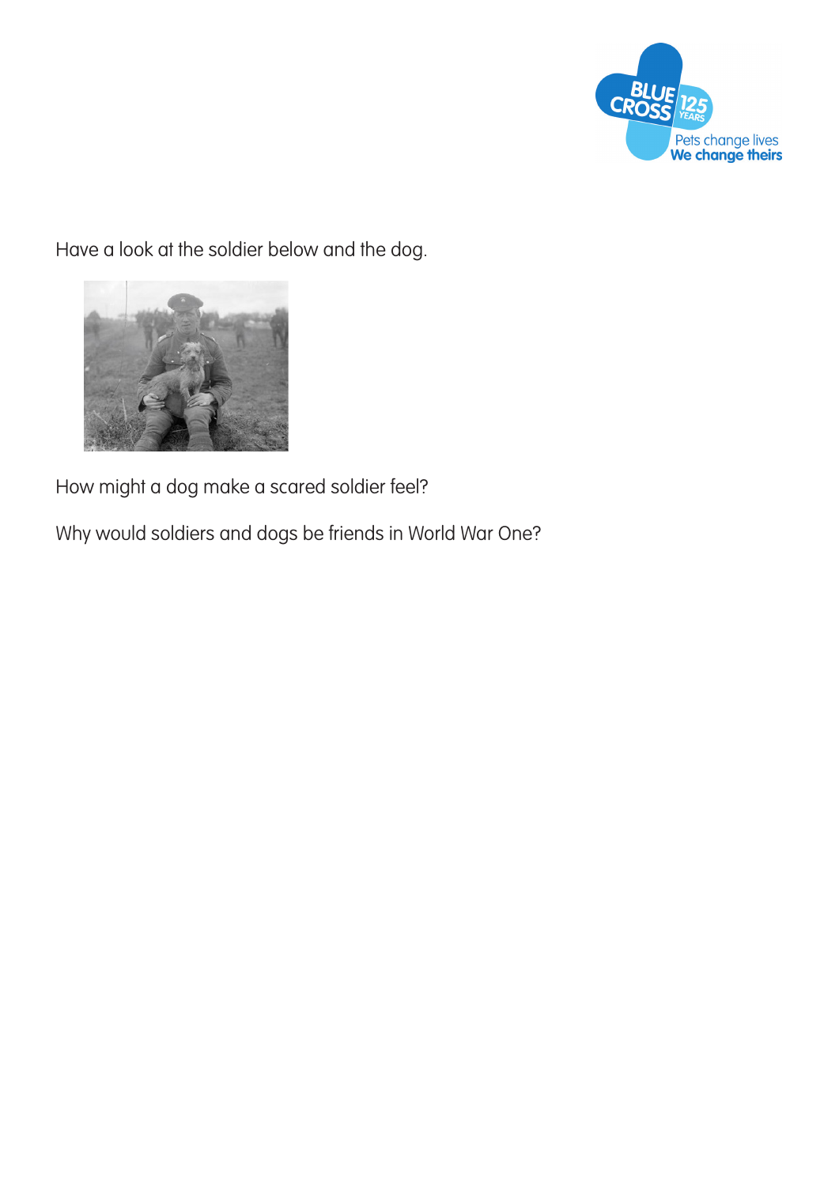Have a look at the soldier below and the dog.

How might a dog make a scared soldier feel?

Why would soldiers and dogs be friends in World War One?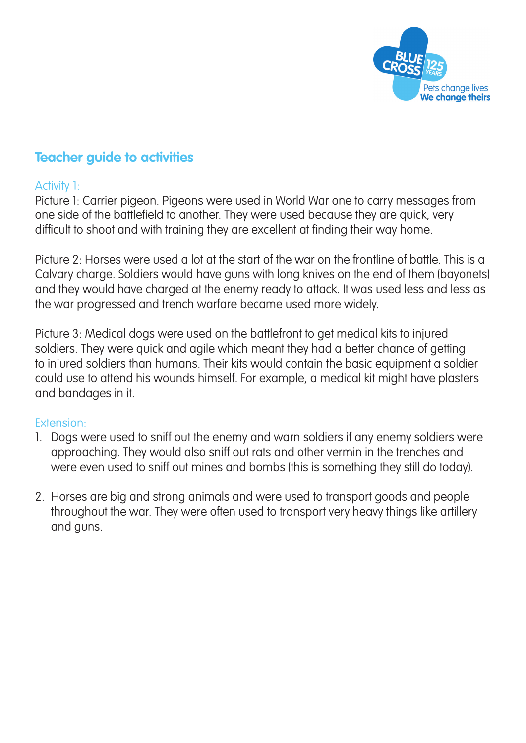## Teacher guide to activities

### Activity 1:

Picture 1: Carrier pigeon. Pigeons were used in World War one to carry messages from one side of the battlefield to another. They were used because they are quick, very difficult to shoot and with training they are excellent at finding their way home.

Picture 2: Horses were used a lot at the start of the war on the frontline of battle. This is a Calvary charge. Soldiers would have guns with long knives on the end of them (bayonets) and they would have charged at the enemy ready to attack. It was used less and less as the war progressed and trench warfare became used more widely.

Picture 3: Medical dogs were used on the battlefront to get medical kits to injured soldiers. They were quick and agile which meant they had a better chance of getting to injured soldiers than humans. Their kits would contain the basic equipment a soldier could use to attend his wounds himself. For example, a medical kit might have plasters and bandages in it.

### Extension:

1. Dogs were used to sniff out the enemy and warn soldiers if any enemy soldiers were approaching. They would also sniff out rats and other vermin in the trenches and were even used to sniff out mines and bombs (this is something they still do today).

2. Horses are big and strong animals and were used to transport goods and people throughout the war. They were often used to transport very heavy things like artillery and guns.